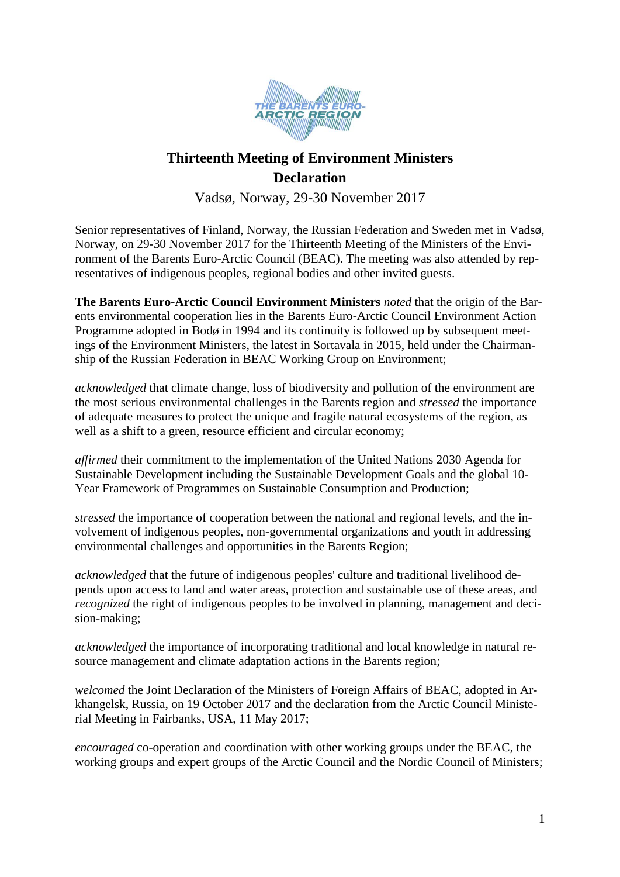# Thirteenth Meeting of Environment Ministers
# Declaration

Vadsø, Norway, 29-30 November 2017

Senior representatives of Finland, Norway, the Russian Federation and Sweden met in Vadsø, Norway, on 29-30 November 2017 for the Thirteenth Meeting of the Ministers of the Environment of the Barents Euro-Arctic Council (BEAC). The meeting was also attended by representatives of indigenous peoples, regional bodies and other invited guests.

**The Barents Euro-Arctic Council Environment Ministers** *noted* that the origin of the Barents environmental cooperation lies in the Barents Euro-Arctic Council Environment Action Programme adopted in Bodø in 1994 and its continuity is followed up by subsequent meetings of the Environment Ministers, the latest in Sortavala in 2015, held under the Chairmanship of the Russian Federation in BEAC Working Group on Environment;

*acknowledged* that climate change, loss of biodiversity and pollution of the environment are the most serious environmental challenges in the Barents region and *stressed* the importance of adequate measures to protect the unique and fragile natural ecosystems of the region, as well as a shift to a green, resource efficient and circular economy;

*affirmed* their commitment to the implementation of the United Nations 2030 Agenda for Sustainable Development including the Sustainable Development Goals and the global 10-Year Framework of Programmes on Sustainable Consumption and Production;

*stressed* the importance of cooperation between the national and regional levels, and the involvement of indigenous peoples, non-governmental organizations and youth in addressing environmental challenges and opportunities in the Barents Region;

*acknowledged* that the future of indigenous peoples' culture and traditional livelihood depends upon access to land and water areas, protection and sustainable use of these areas, and *recognized* the right of indigenous peoples to be involved in planning, management and decision-making;

*acknowledged* the importance of incorporating traditional and local knowledge in natural resource management and climate adaptation actions in the Barents region;

*welcomed* the Joint Declaration of the Ministers of Foreign Affairs of BEAC, adopted in Arkhangelsk, Russia, on 19 October 2017 and the declaration from the Arctic Council Ministerial Meeting in Fairbanks, USA, 11 May 2017;

*encouraged* co-operation and coordination with other working groups under the BEAC, the working groups and expert groups of the Arctic Council and the Nordic Council of Ministers;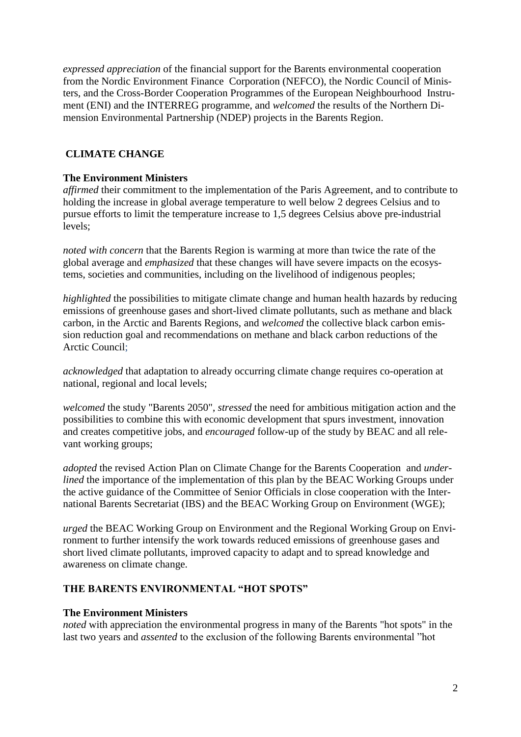*expressed appreciation* of the financial support for the Barents environmental cooperation from the Nordic Environment Finance Corporation (NEFCO), the Nordic Council of Ministers, and the Cross-Border Cooperation Programmes of the European Neighbourhood Instrument (ENI) and the INTERREG programme, and *welcomed* the results of the Northern Dimension Environmental Partnership (NDEP) projects in the Barents Region.

## CLIMATE CHANGE

**The Environment Ministers**

*affirmed* their commitment to the implementation of the Paris Agreement, and to contribute to holding the increase in global average temperature to well below 2 degrees Celsius and to pursue efforts to limit the temperature increase to 1,5 degrees Celsius above pre-industrial levels;

*noted with concern* that the Barents Region is warming at more than twice the rate of the global average and *emphasized* that these changes will have severe impacts on the ecosystems, societies and communities, including on the livelihood of indigenous peoples;

*highlighted* the possibilities to mitigate climate change and human health hazards by reducing emissions of greenhouse gases and short-lived climate pollutants, such as methane and black carbon, in the Arctic and Barents Regions, and *welcomed* the collective black carbon emission reduction goal and recommendations on methane and black carbon reductions of the Arctic Council;

*acknowledged* that adaptation to already occurring climate change requires co-operation at national, regional and local levels;

*welcomed* the study "Barents 2050", *stressed* the need for ambitious mitigation action and the possibilities to combine this with economic development that spurs investment, innovation and creates competitive jobs, and *encouraged* follow-up of the study by BEAC and all relevant working groups;

*adopted* the revised Action Plan on Climate Change for the Barents Cooperation and *underlined* the importance of the implementation of this plan by the BEAC Working Groups under the active guidance of the Committee of Senior Officials in close cooperation with the International Barents Secretariat (IBS) and the BEAC Working Group on Environment (WGE);

*urged* the BEAC Working Group on Environment and the Regional Working Group on Environment to further intensify the work towards reduced emissions of greenhouse gases and short lived climate pollutants, improved capacity to adapt and to spread knowledge and awareness on climate change.

## THE BARENTS ENVIRONMENTAL “HOT SPOTS”

**The Environment Ministers**

*noted* with appreciation the environmental progress in many of the Barents "hot spots" in the last two years and *assented* to the exclusion of the following Barents environmental ”hot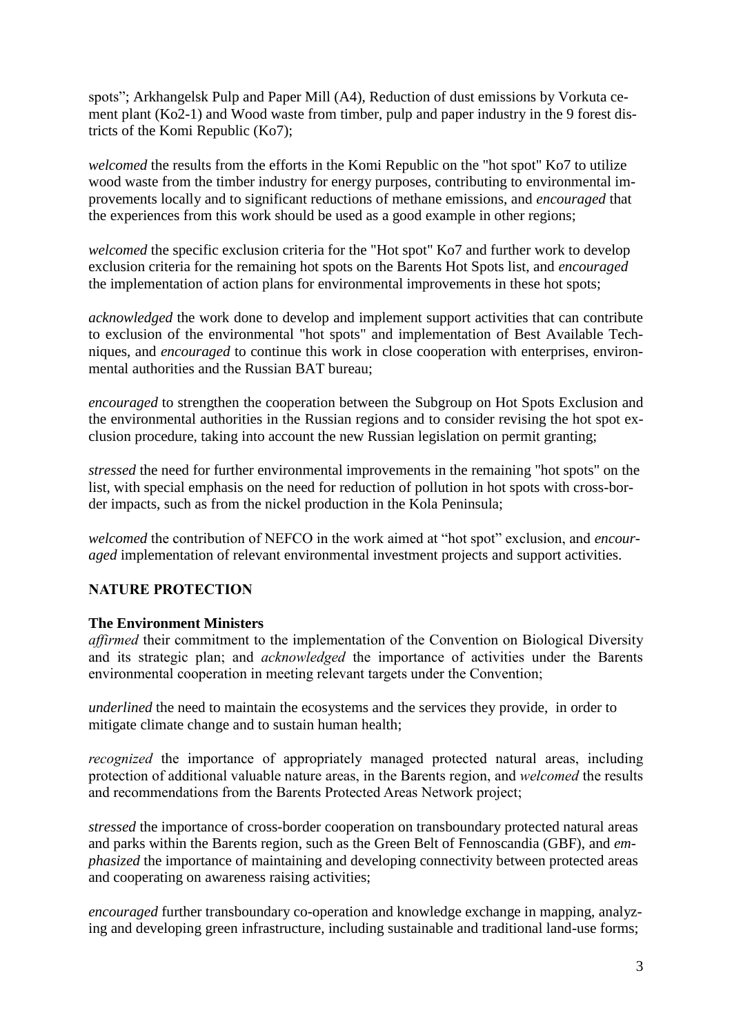spots"; Arkhangelsk Pulp and Paper Mill (A4), Reduction of dust emissions by Vorkuta cement plant (Ko2-1) and Wood waste from timber, pulp and paper industry in the 9 forest districts of the Komi Republic (Ko7);

*welcomed* the results from the efforts in the Komi Republic on the "hot spot" Ko7 to utilize wood waste from the timber industry for energy purposes, contributing to environmental improvements locally and to significant reductions of methane emissions, and *encouraged* that the experiences from this work should be used as a good example in other regions;

*welcomed* the specific exclusion criteria for the "Hot spot" Ko7 and further work to develop exclusion criteria for the remaining hot spots on the Barents Hot Spots list, and *encouraged* the implementation of action plans for environmental improvements in these hot spots;

*acknowledged* the work done to develop and implement support activities that can contribute to exclusion of the environmental "hot spots" and implementation of Best Available Techniques, and *encouraged* to continue this work in close cooperation with enterprises, environmental authorities and the Russian BAT bureau;

*encouraged* to strengthen the cooperation between the Subgroup on Hot Spots Exclusion and the environmental authorities in the Russian regions and to consider revising the hot spot exclusion procedure, taking into account the new Russian legislation on permit granting;

*stressed* the need for further environmental improvements in the remaining "hot spots" on the list, with special emphasis on the need for reduction of pollution in hot spots with cross-border impacts, such as from the nickel production in the Kola Peninsula;

*welcomed* the contribution of NEFCO in the work aimed at "hot spot" exclusion, and *encouraged* implementation of relevant environmental investment projects and support activities.

## NATURE PROTECTION

**The Environment Ministers**
*affirmed* their commitment to the implementation of the Convention on Biological Diversity and its strategic plan; and *acknowledged* the importance of activities under the Barents environmental cooperation in meeting relevant targets under the Convention;

*underlined* the need to maintain the ecosystems and the services they provide, in order to mitigate climate change and to sustain human health;

*recognized* the importance of appropriately managed protected natural areas, including protection of additional valuable nature areas, in the Barents region, and *welcomed* the results and recommendations from the Barents Protected Areas Network project;

*stressed* the importance of cross-border cooperation on transboundary protected natural areas and parks within the Barents region, such as the Green Belt of Fennoscandia (GBF), and *emphasized* the importance of maintaining and developing connectivity between protected areas and cooperating on awareness raising activities;

*encouraged* further transboundary co-operation and knowledge exchange in mapping, analyzing and developing green infrastructure, including sustainable and traditional land-use forms;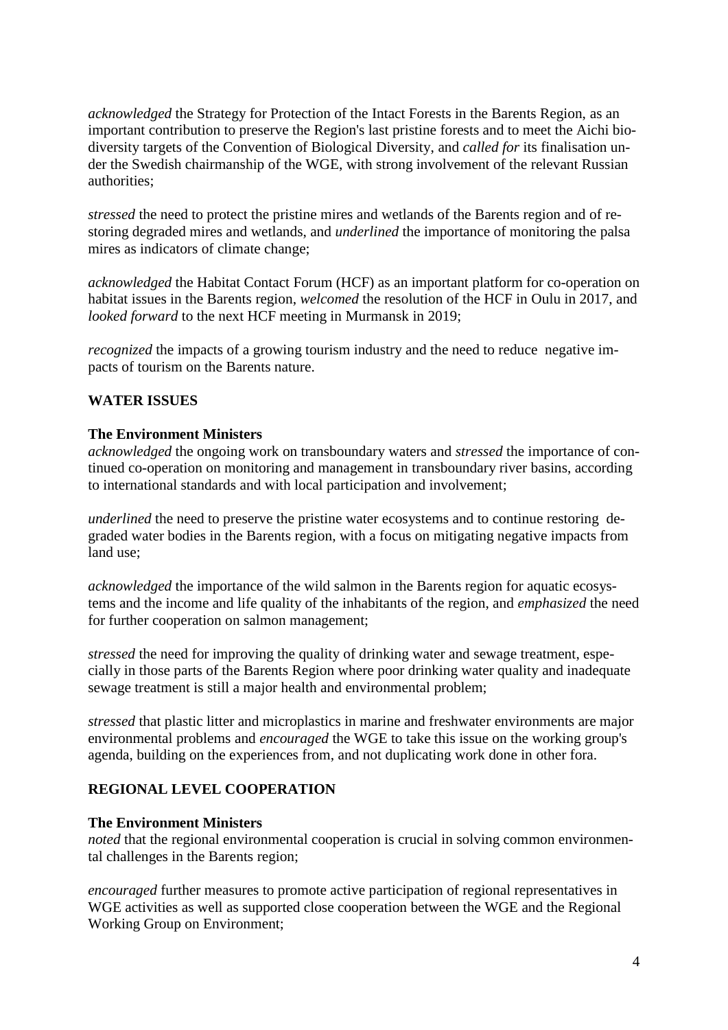*acknowledged* the Strategy for Protection of the Intact Forests in the Barents Region, as an important contribution to preserve the Region's last pristine forests and to meet the Aichi biodiversity targets of the Convention of Biological Diversity, and *called for* its finalisation under the Swedish chairmanship of the WGE, with strong involvement of the relevant Russian authorities;

*stressed* the need to protect the pristine mires and wetlands of the Barents region and of restoring degraded mires and wetlands, and *underlined* the importance of monitoring the palsa mires as indicators of climate change;

*acknowledged* the Habitat Contact Forum (HCF) as an important platform for co-operation on habitat issues in the Barents region, *welcomed* the resolution of the HCF in Oulu in 2017, and *looked forward* to the next HCF meeting in Murmansk in 2019;

*recognized* the impacts of a growing tourism industry and the need to reduce negative impacts of tourism on the Barents nature.

## WATER ISSUES

**The Environment Ministers**
*acknowledged* the ongoing work on transboundary waters and *stressed* the importance of continued co-operation on monitoring and management in transboundary river basins, according to international standards and with local participation and involvement;

*underlined* the need to preserve the pristine water ecosystems and to continue restoring degraded water bodies in the Barents region, with a focus on mitigating negative impacts from land use;

*acknowledged* the importance of the wild salmon in the Barents region for aquatic ecosystems and the income and life quality of the inhabitants of the region, and *emphasized* the need for further cooperation on salmon management;

*stressed* the need for improving the quality of drinking water and sewage treatment, especially in those parts of the Barents Region where poor drinking water quality and inadequate sewage treatment is still a major health and environmental problem;

*stressed* that plastic litter and microplastics in marine and freshwater environments are major environmental problems and *encouraged* the WGE to take this issue on the working group's agenda, building on the experiences from, and not duplicating work done in other fora.

## REGIONAL LEVEL COOPERATION

**The Environment Ministers**
*noted* that the regional environmental cooperation is crucial in solving common environmental challenges in the Barents region;

*encouraged* further measures to promote active participation of regional representatives in WGE activities as well as supported close cooperation between the WGE and the Regional Working Group on Environment;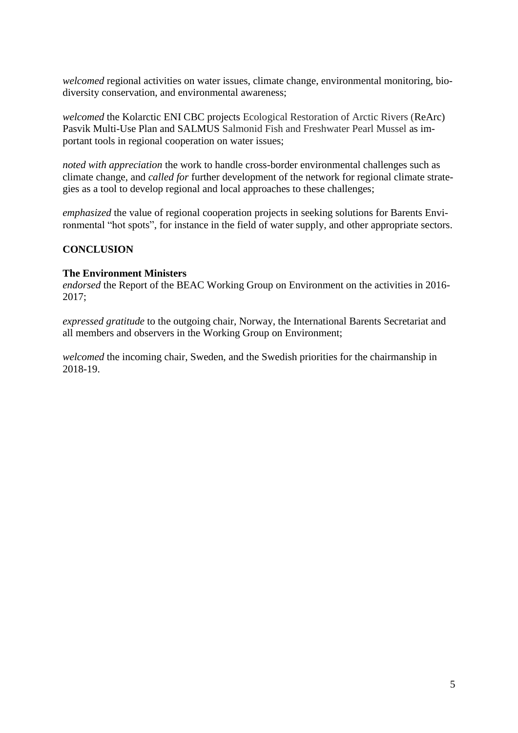*welcomed* regional activities on water issues, climate change, environmental monitoring, biodiversity conservation, and environmental awareness;

*welcomed* the Kolarctic ENI CBC projects Ecological Restoration of Arctic Rivers (ReArc) Pasvik Multi-Use Plan and SALMUS Salmonid Fish and Freshwater Pearl Mussel as important tools in regional cooperation on water issues;

*noted with appreciation* the work to handle cross-border environmental challenges such as climate change, and *called for* further development of the network for regional climate strategies as a tool to develop regional and local approaches to these challenges;

*emphasized* the value of regional cooperation projects in seeking solutions for Barents Environmental "hot spots", for instance in the field of water supply, and other appropriate sectors.

## CONCLUSION

**The Environment Ministers**
*endorsed* the Report of the BEAC Working Group on Environment on the activities in 2016-2017;

*expressed gratitude* to the outgoing chair, Norway, the International Barents Secretariat and all members and observers in the Working Group on Environment;

*welcomed* the incoming chair, Sweden, and the Swedish priorities for the chairmanship in 2018-19.